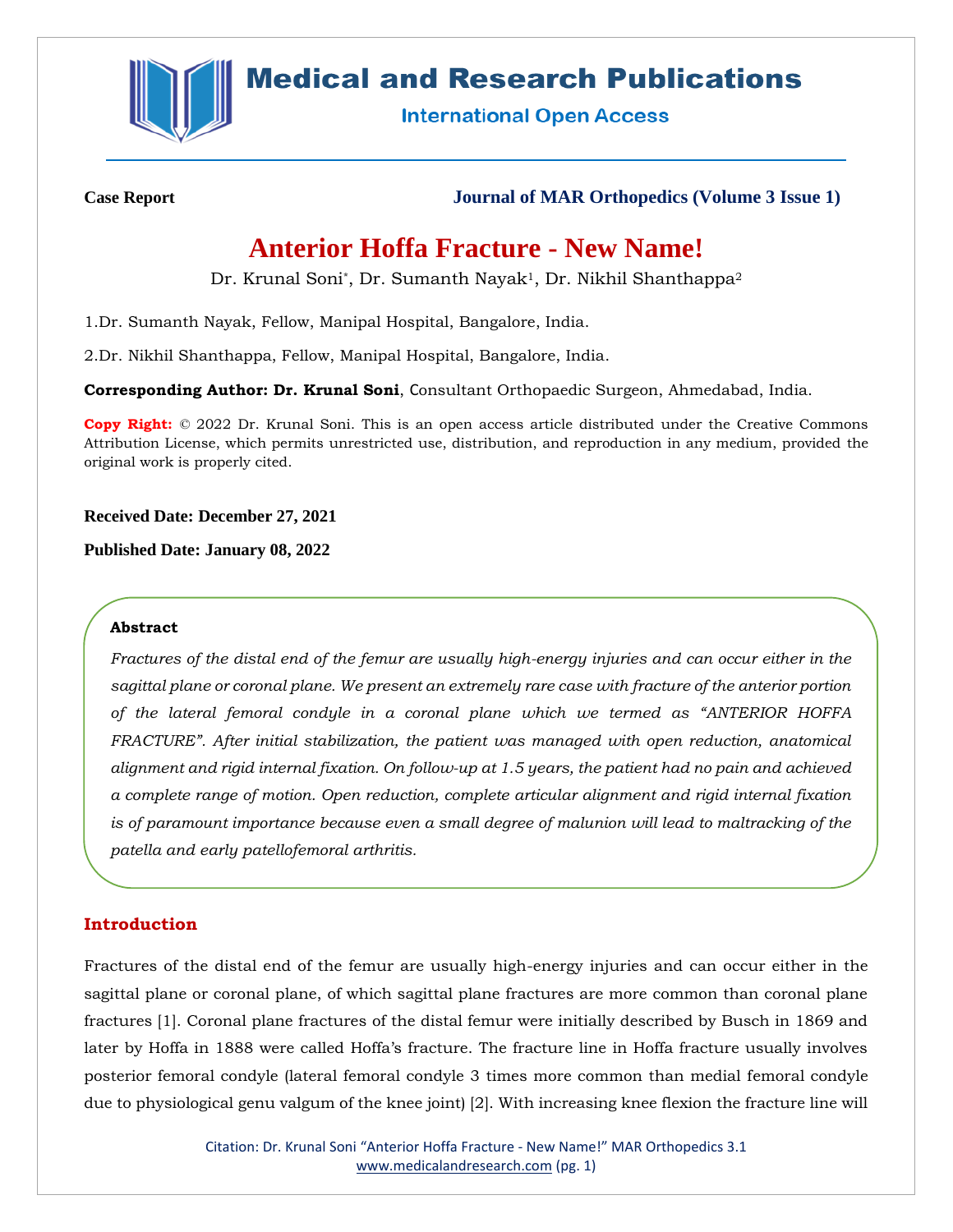Medical and Research Publications

International Open Access

**Case Report** **Journal of MAR Orthopedics (Volume 3 Issue 1)**

# Anterior Hoffa Fracture - New Name!

Dr. Krunal Soni*, Dr. Sumanth Nayak[1], Dr. Nikhil Shanthappa[2]

1.Dr. Sumanth Nayak, Fellow, Manipal Hospital, Bangalore, India.

2.Dr. Nikhil Shanthappa, Fellow, Manipal Hospital, Bangalore, India.

**Corresponding Author: Dr. Krunal Soni**, Consultant Orthopaedic Surgeon, Ahmedabad, India.

**Copy Right:** © 2022 Dr. Krunal Soni. This is an open access article distributed under the Creative Commons Attribution License, which permits unrestricted use, distribution, and reproduction in any medium, provided the original work is properly cited.

**Received Date: December 27, 2021**

**Published Date: January 08, 2022**

**Abstract**

*Fractures of the distal end of the femur are usually high-energy injuries and can occur either in the sagittal plane or coronal plane. We present an extremely rare case with fracture of the anterior portion of the lateral femoral condyle in a coronal plane which we termed as "ANTERIOR HOFFA FRACTURE". After initial stabilization, the patient was managed with open reduction, anatomical alignment and rigid internal fixation. On follow-up at 1.5 years, the patient had no pain and achieved a complete range of motion. Open reduction, complete articular alignment and rigid internal fixation is of paramount importance because even a small degree of malunion will lead to maltracking of the patella and early patellofemoral arthritis.*

## Introduction

Fractures of the distal end of the femur are usually high-energy injuries and can occur either in the sagittal plane or coronal plane, of which sagittal plane fractures are more common than coronal plane fractures [1]. Coronal plane fractures of the distal femur were initially described by Busch in 1869 and later by Hoffa in 1888 were called Hoffa's fracture. The fracture line in Hoffa fracture usually involves posterior femoral condyle (lateral femoral condyle 3 times more common than medial femoral condyle due to physiological genu valgum of the knee joint) [2]. With increasing knee flexion the fracture line will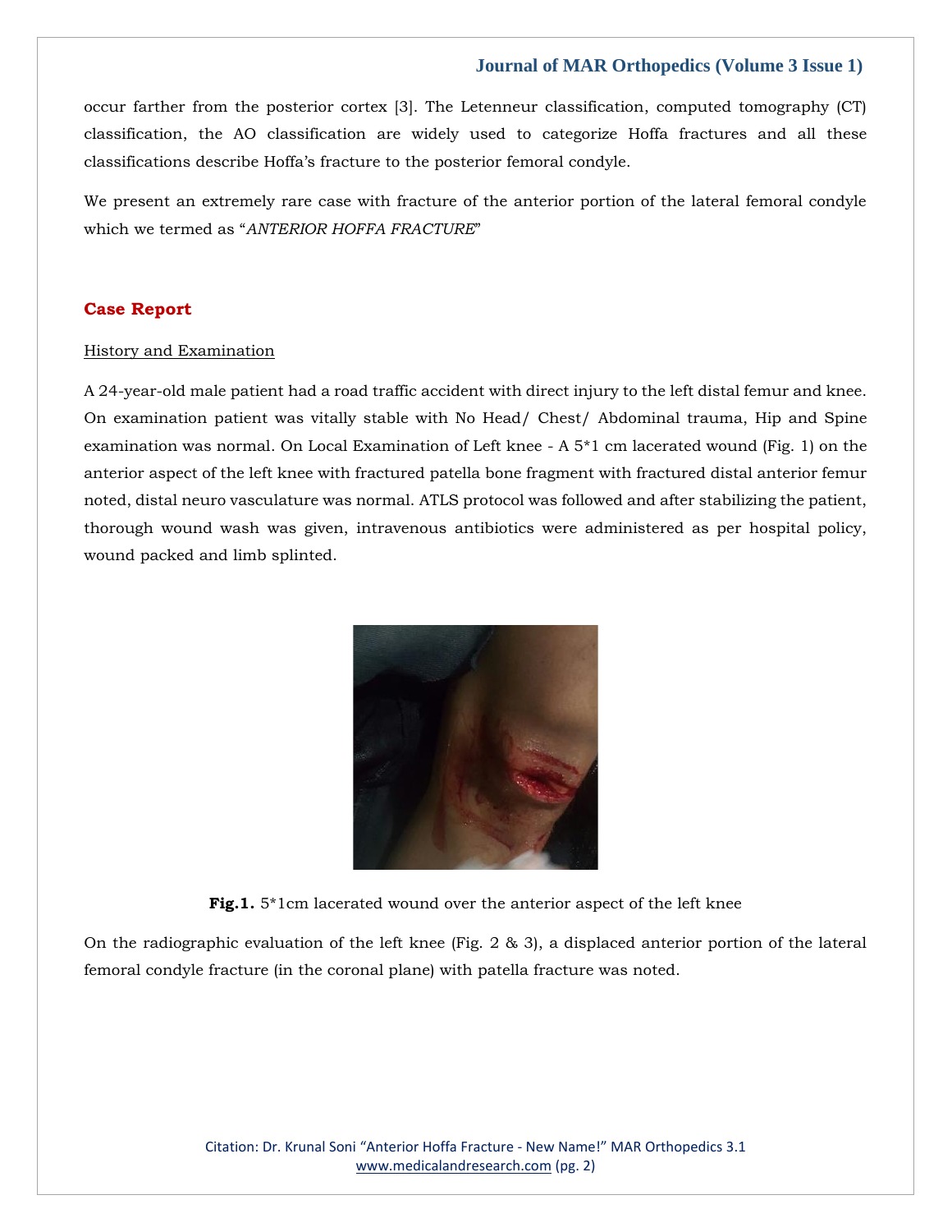occur farther from the posterior cortex [3]. The Letenneur classification, computed tomography (CT) classification, the AO classification are widely used to categorize Hoffa fractures and all these classifications describe Hoffa's fracture to the posterior femoral condyle.

We present an extremely rare case with fracture of the anterior portion of the lateral femoral condyle which we termed as "*ANTERIOR HOFFA FRACTURE*"

## Case Report

### History and Examination

A 24-year-old male patient had a road traffic accident with direct injury to the left distal femur and knee. On examination patient was vitally stable with No Head/ Chest/ Abdominal trauma, Hip and Spine examination was normal. On Local Examination of Left knee - A 5*1 cm lacerated wound (Fig. 1) on the anterior aspect of the left knee with fractured patella bone fragment with fractured distal anterior femur noted, distal neuro vasculature was normal. ATLS protocol was followed and after stabilizing the patient, thorough wound wash was given, intravenous antibiotics were administered as per hospital policy, wound packed and limb splinted.

**Fig.1.** 5*1cm lacerated wound over the anterior aspect of the left knee

On the radiographic evaluation of the left knee (Fig. 2 & 3), a displaced anterior portion of the lateral femoral condyle fracture (in the coronal plane) with patella fracture was noted.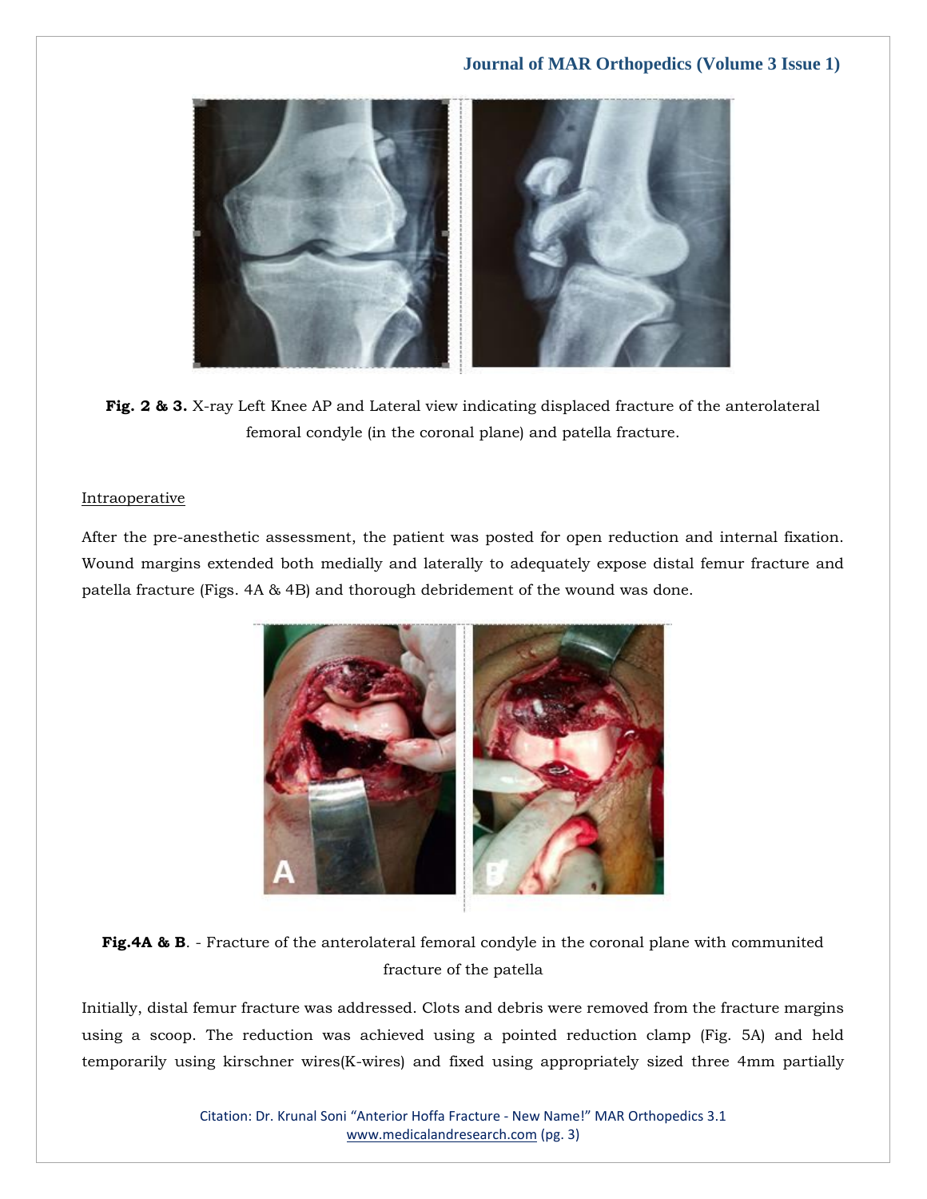**Fig. 2 & 3.** X-ray Left Knee AP and Lateral view indicating displaced fracture of the anterolateral femoral condyle (in the coronal plane) and patella fracture.

Intraoperative

After the pre-anesthetic assessment, the patient was posted for open reduction and internal fixation. Wound margins extended both medially and laterally to adequately expose distal femur fracture and patella fracture (Figs. 4A & 4B) and thorough debridement of the wound was done.

**Fig.4A & B**. - Fracture of the anterolateral femoral condyle in the coronal plane with communited fracture of the patella

Initially, distal femur fracture was addressed. Clots and debris were removed from the fracture margins using a scoop. The reduction was achieved using a pointed reduction clamp (Fig. 5A) and held temporarily using kirschner wires(K-wires) and fixed using appropriately sized three 4mm partially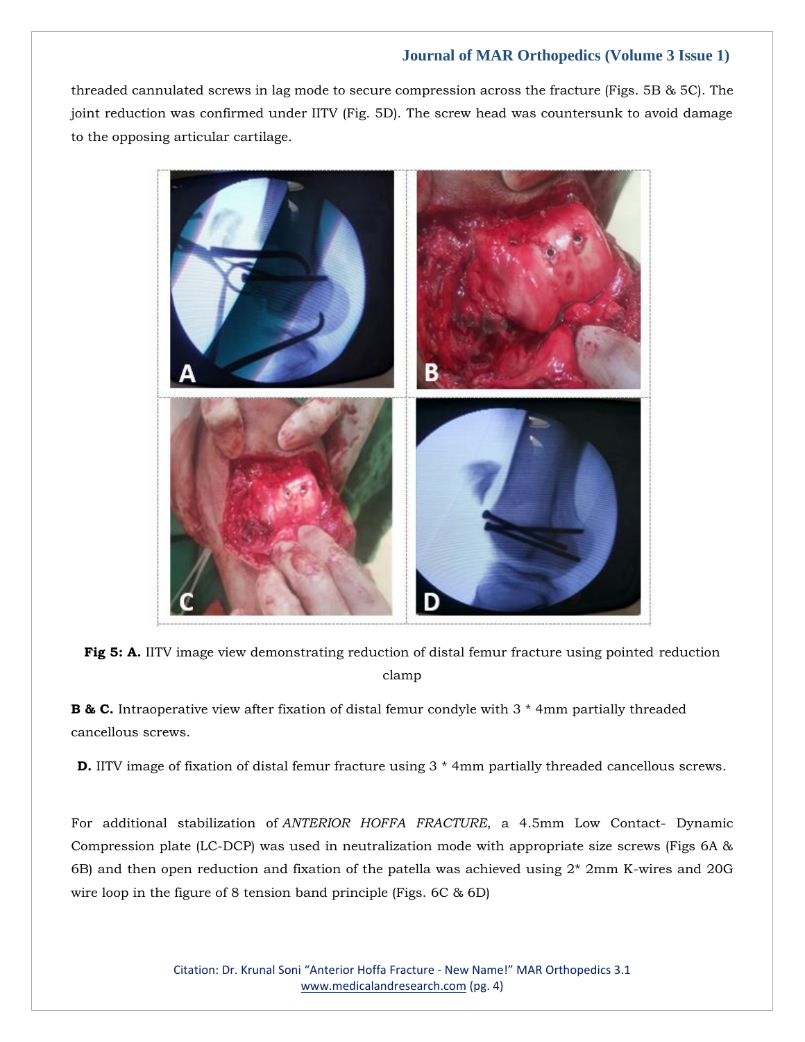threaded cannulated screws in lag mode to secure compression across the fracture (Figs. 5B & 5C). The joint reduction was confirmed under IITV (Fig. 5D). The screw head was countersunk to avoid damage to the opposing articular cartilage.

**Fig 5: A.** IITV image view demonstrating reduction of distal femur fracture using pointed reduction clamp

**B & C.** Intraoperative view after fixation of distal femur condyle with 3 * 4mm partially threaded cancellous screws.

**D.** IITV image of fixation of distal femur fracture using 3 * 4mm partially threaded cancellous screws.

For additional stabilization of *ANTERIOR HOFFA FRACTURE*, a 4.5mm Low Contact- Dynamic Compression plate (LC-DCP) was used in neutralization mode with appropriate size screws (Figs 6A & 6B) and then open reduction and fixation of the patella was achieved using 2* 2mm K-wires and 20G wire loop in the figure of 8 tension band principle (Figs. 6C & 6D)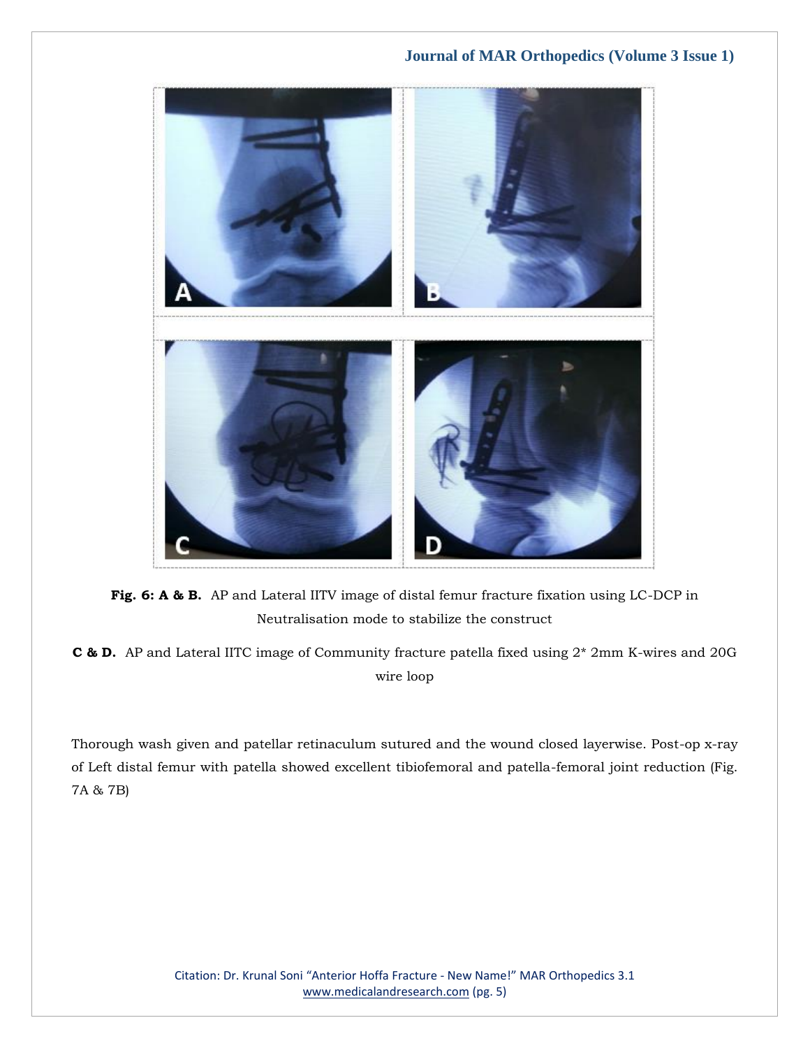**Fig. 6: A & B.** AP and Lateral IITV image of distal femur fracture fixation using LC-DCP in Neutralisation mode to stabilize the construct

**C & D.** AP and Lateral IITC image of Community fracture patella fixed using 2* 2mm K-wires and 20G wire loop

Thorough wash given and patellar retinaculum sutured and the wound closed layerwise. Post-op x-ray of Left distal femur with patella showed excellent tibiofemoral and patella-femoral joint reduction (Fig. 7A & 7B)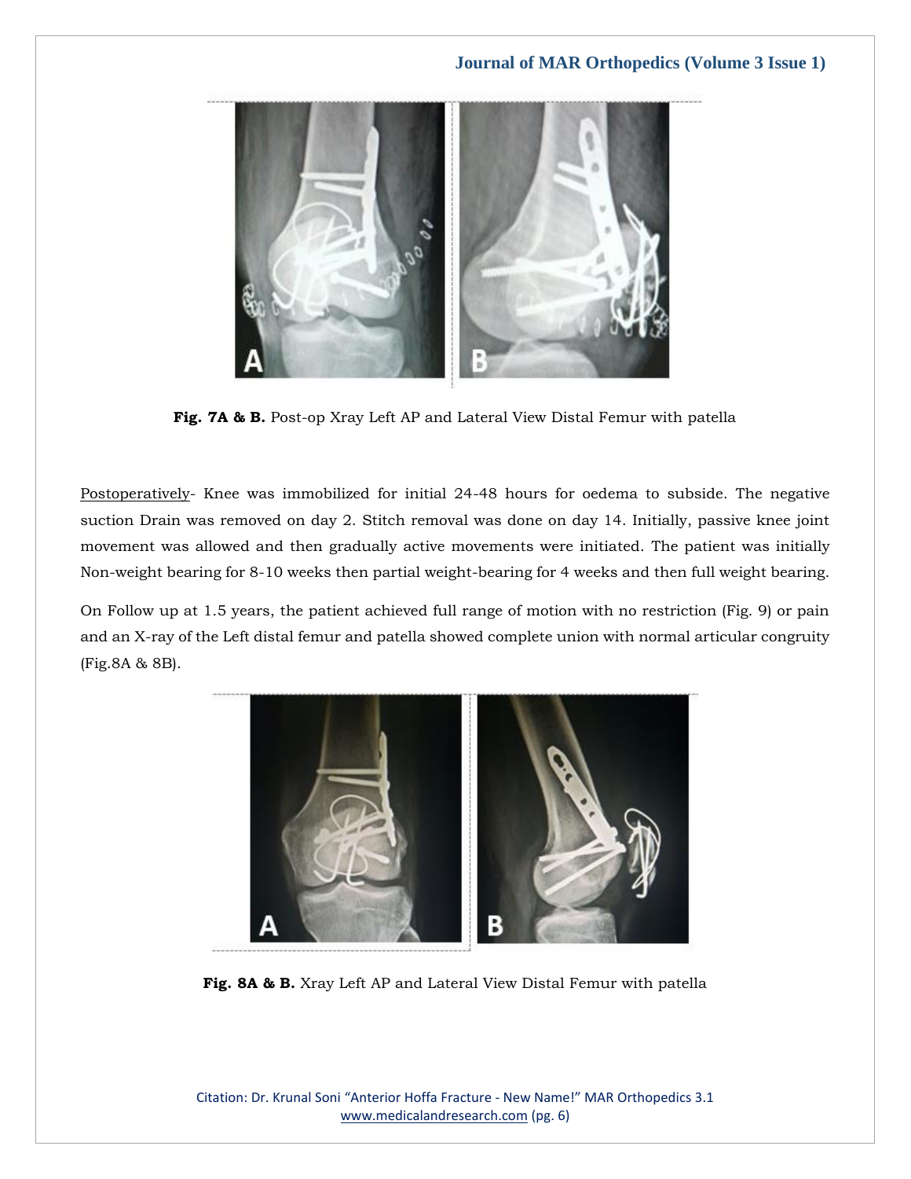**Fig. 7A & B.** Post-op Xray Left AP and Lateral View Distal Femur with patella

Postoperatively- Knee was immobilized for initial 24-48 hours for oedema to subside. The negative suction Drain was removed on day 2. Stitch removal was done on day 14. Initially, passive knee joint movement was allowed and then gradually active movements were initiated. The patient was initially Non-weight bearing for 8-10 weeks then partial weight-bearing for 4 weeks and then full weight bearing.

On Follow up at 1.5 years, the patient achieved full range of motion with no restriction (Fig. 9) or pain and an X-ray of the Left distal femur and patella showed complete union with normal articular congruity (Fig.8A & 8B).

**Fig. 8A & B.** Xray Left AP and Lateral View Distal Femur with patella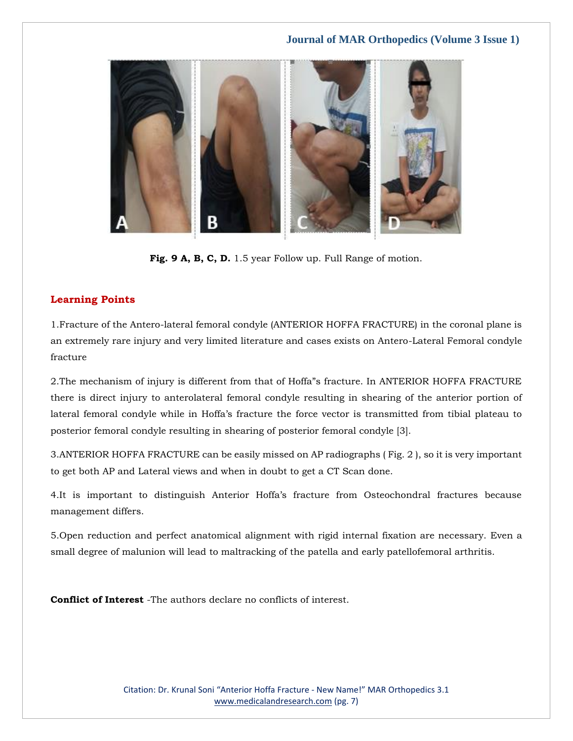**Fig. 9 A, B, C, D.** 1.5 year Follow up. Full Range of motion.

## Learning Points

1.Fracture of the Antero-lateral femoral condyle (ANTERIOR HOFFA FRACTURE) in the coronal plane is an extremely rare injury and very limited literature and cases exists on Antero-Lateral Femoral condyle fracture

2.The mechanism of injury is different from that of Hoffa"s fracture. In ANTERIOR HOFFA FRACTURE there is direct injury to anterolateral femoral condyle resulting in shearing of the anterior portion of lateral femoral condyle while in Hoffa's fracture the force vector is transmitted from tibial plateau to posterior femoral condyle resulting in shearing of posterior femoral condyle [3].

3.ANTERIOR HOFFA FRACTURE can be easily missed on AP radiographs ( Fig. 2 ), so it is very important to get both AP and Lateral views and when in doubt to get a CT Scan done.

4.It is important to distinguish Anterior Hoffa's fracture from Osteochondral fractures because management differs.

5.Open reduction and perfect anatomical alignment with rigid internal fixation are necessary. Even a small degree of malunion will lead to maltracking of the patella and early patellofemoral arthritis.

**Conflict of Interest** -The authors declare no conflicts of interest.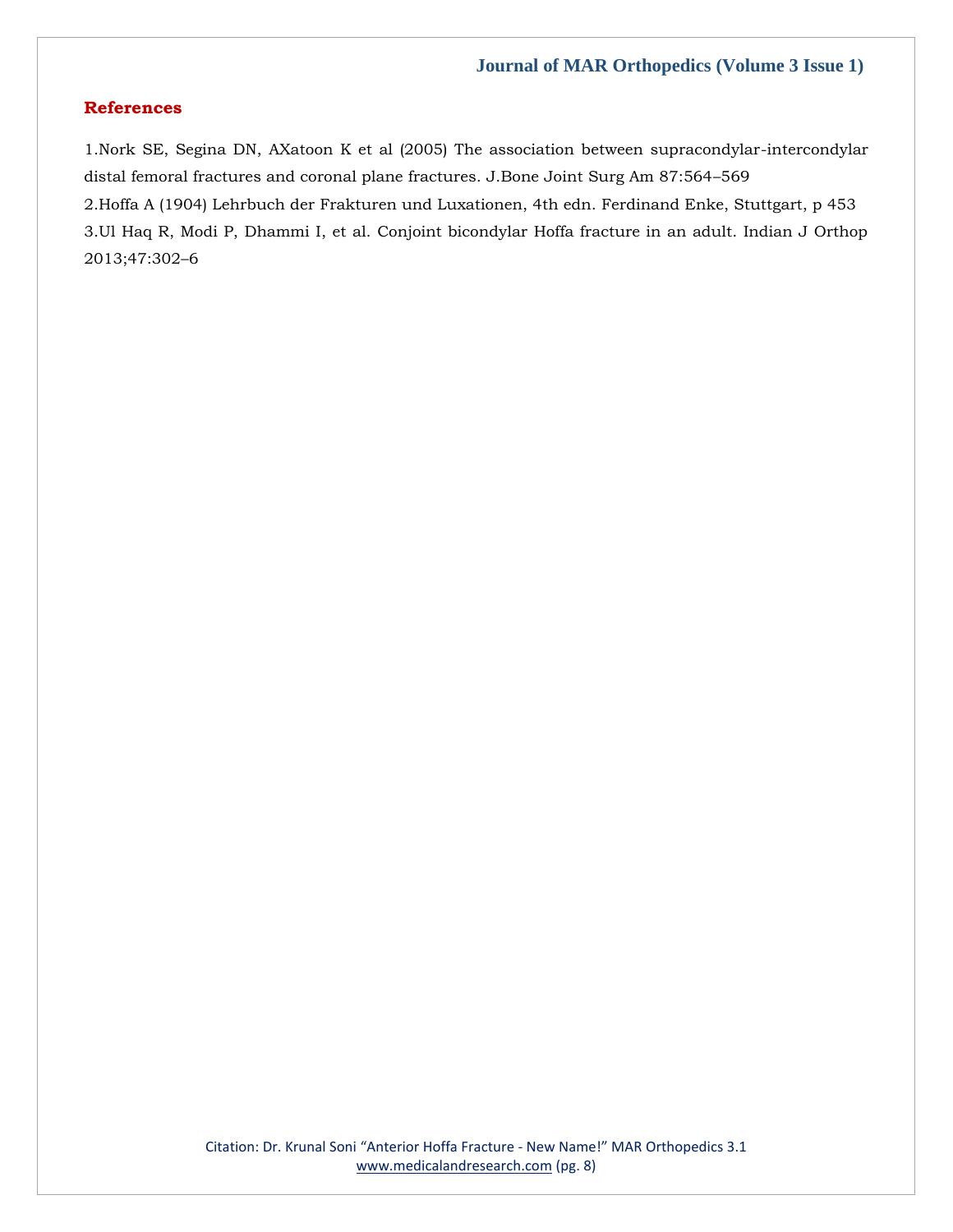## References

1.Nork SE, Segina DN, AXatoon K et al (2005) The association between supracondylar-intercondylar distal femoral fractures and coronal plane fractures. J.Bone Joint Surg Am 87:564–569

2.Hoffa A (1904) Lehrbuch der Frakturen und Luxationen, 4th edn. Ferdinand Enke, Stuttgart, p 453

3.Ul Haq R, Modi P, Dhammi I, et al. Conjoint bicondylar Hoffa fracture in an adult. Indian J Orthop 2013;47:302–6